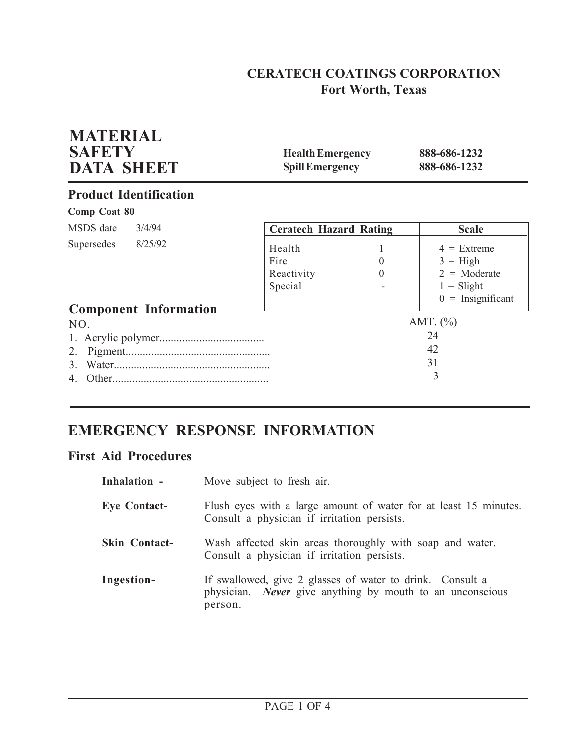**CERATECH COATINGS CORPORATION**
**Fort Worth, Texas**

# MATERIAL SAFETY DATA SHEET

| | |
|---|---|
| **Health Emergency** | **888-686-1232** |
| **Spill Emergency** | **888-686-1232** |

## Product Identification

**Comp Coat 80**

MSDS date 3/4/94

Supersedes 8/25/92

| Ceratech Hazard Rating | | Scale |
|---|---|---|
| Health | 1 | 4 = Extreme |
| Fire | 0 | 3 = High |
| Reactivity | 0 | 2 = Moderate |
| Special | - | 1 = Slight |
| | | 0 = Insignificant |

## Component Information

| NO. | AMT. (%) |
|---|---|
| 1. Acrylic polymer | 24 |
| 2. Pigment | 42 |
| 3. Water | 31 |
| 4. Other | 3 |

## EMERGENCY RESPONSE INFORMATION

### First Aid Procedures

**Inhalation -** Move subject to fresh air.

**Eye Contact-** Flush eyes with a large amount of water for at least 15 minutes. Consult a physician if irritation persists.

**Skin Contact-** Wash affected skin areas thoroughly with soap and water. Consult a physician if irritation persists.

**Ingestion-** If swallowed, give 2 glasses of water to drink. Consult a physician. ***Never*** give anything by mouth to an unconscious person.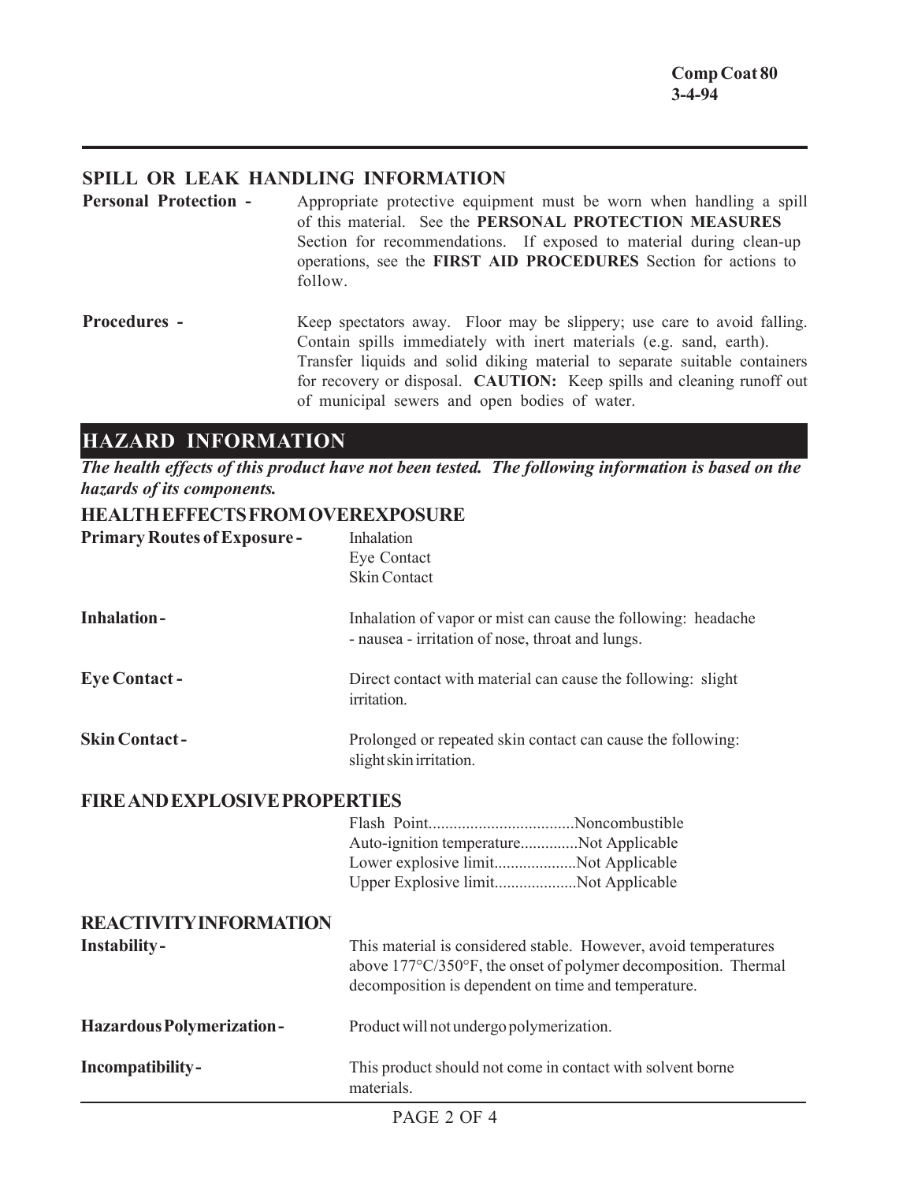## SPILL OR LEAK HANDLING INFORMATION

**Personal Protection -** Appropriate protective equipment must be worn when handling a spill of this material. See the **PERSONAL PROTECTION MEASURES** Section for recommendations. If exposed to material during clean-up operations, see the **FIRST AID PROCEDURES** Section for actions to follow.

**Procedures -** Keep spectators away. Floor may be slippery; use care to avoid falling. Contain spills immediately with inert materials (e.g. sand, earth). Transfer liquids and solid diking material to separate suitable containers for recovery or disposal. **CAUTION:** Keep spills and cleaning runoff out of municipal sewers and open bodies of water.

# HAZARD INFORMATION

***The health effects of this product have not been tested. The following information is based on the hazards of its components.***

## HEALTH EFFECTS FROM OVEREXPOSURE

**Primary Routes of Exposure -**
- Inhalation
- Eye Contact
- Skin Contact

**Inhalation -** Inhalation of vapor or mist can cause the following: headache - nausea - irritation of nose, throat and lungs.

**Eye Contact -** Direct contact with material can cause the following: slight irritation.

**Skin Contact -** Prolonged or repeated skin contact can cause the following: slight skin irritation.

## FIRE AND EXPLOSIVE PROPERTIES

Flash Point...................................Noncombustible
Auto-ignition temperature.............Not Applicable
Lower explosive limit....................Not Applicable
Upper Explosive limit....................Not Applicable

## REACTIVITY INFORMATION

**Instability -** This material is considered stable. However, avoid temperatures above 177°C/350°F, the onset of polymer decomposition. Thermal decomposition is dependent on time and temperature.

**Hazardous Polymerization -** Product will not undergo polymerization.

**Incompatibility -** This product should not come in contact with solvent borne materials.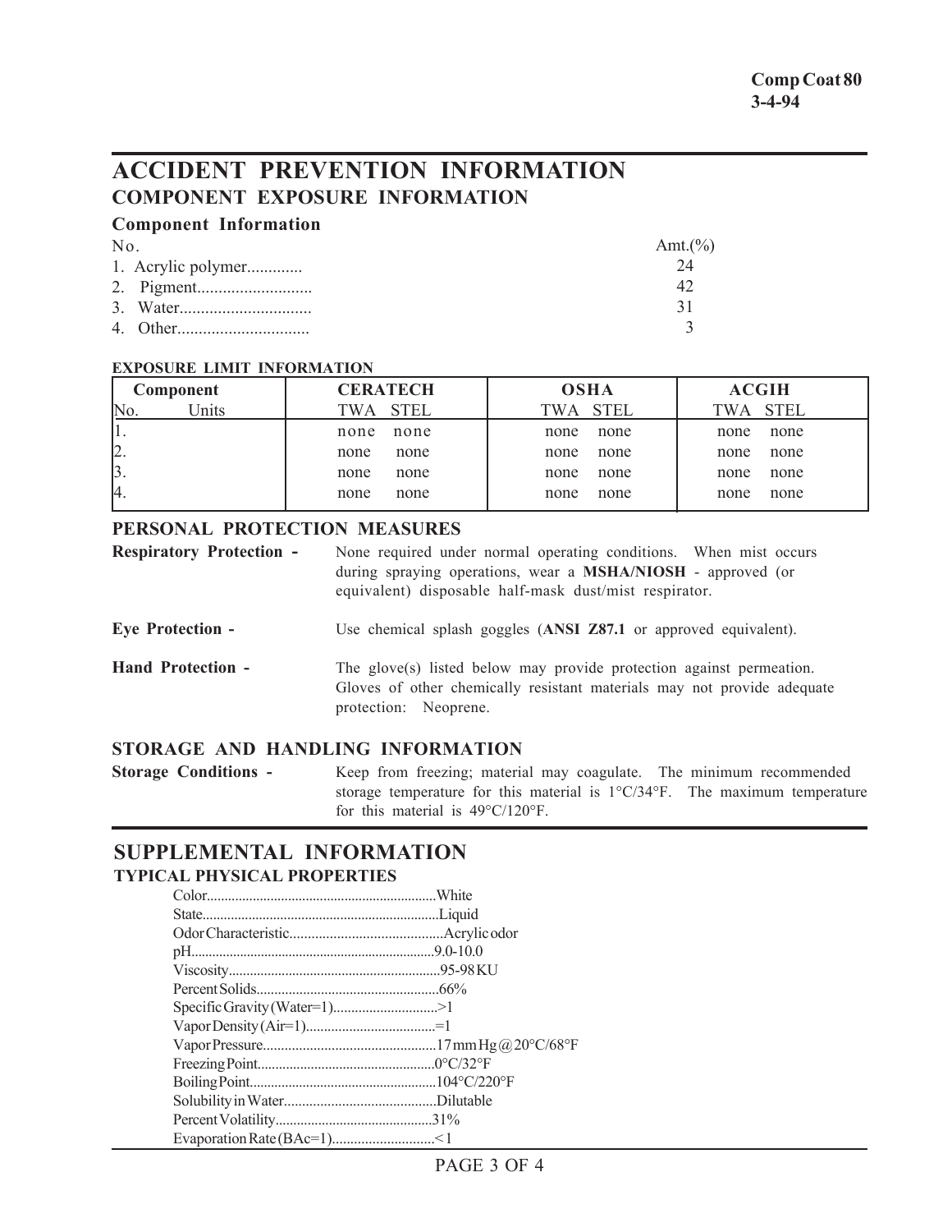**Comp Coat 80**
**3-4-94**

# ACCIDENT PREVENTION INFORMATION

## COMPONENT EXPOSURE INFORMATION

### Component Information

| No. | Amt.(%) |
|---|---|
| 1. Acrylic polymer............. | 24 |
| 2. Pigment........................... | 42 |
| 3. Water............................... | 31 |
| 4. Other............................... | 3 |

**EXPOSURE LIMIT INFORMATION**

| Component | | CERATECH | | OSHA | | ACGIH | |
|---|---|---|---|---|---|---|---|
| No. | Units | TWA | STEL | TWA | STEL | TWA | STEL |
| 1. | | none | none | none | none | none | none |
| 2. | | none | none | none | none | none | none |
| 3. | | none | none | none | none | none | none |
| 4. | | none | none | none | none | none | none |

### PERSONAL PROTECTION MEASURES

**Respiratory Protection -** None required under normal operating conditions. When mist occurs during spraying operations, wear a **MSHA/NIOSH** - approved (or equivalent) disposable half-mask dust/mist respirator.

**Eye Protection -** Use chemical splash goggles (**ANSI Z87.1** or approved equivalent).

**Hand Protection -** The glove(s) listed below may provide protection against permeation. Gloves of other chemically resistant materials may not provide adequate protection: Neoprene.

### STORAGE AND HANDLING INFORMATION

**Storage Conditions -** Keep from freezing; material may coagulate. The minimum recommended storage temperature for this material is 1°C/34°F. The maximum temperature for this material is 49°C/120°F.

# SUPPLEMENTAL INFORMATION

## TYPICAL PHYSICAL PROPERTIES

- Color................................................................White
- State..................................................................Liquid
- Odor Characteristic..........................................Acrylic odor
- pH.....................................................................9.0-10.0
- Viscosity...........................................................95-98 KU
- Percent Solids...................................................66%
- Specific Gravity (Water=1)............................>1
- Vapor Density (Air=1)....................................=1
- Vapor Pressure................................................17 mm Hg @ 20°C/68°F
- Freezing Point..................................................0°C/32°F
- Boiling Point.....................................................104°C/220°F
- Solubility in Water...........................................Dilutable
- Percent Volatility.............................................31%
- Evaporation Rate (BAc=1)............................<1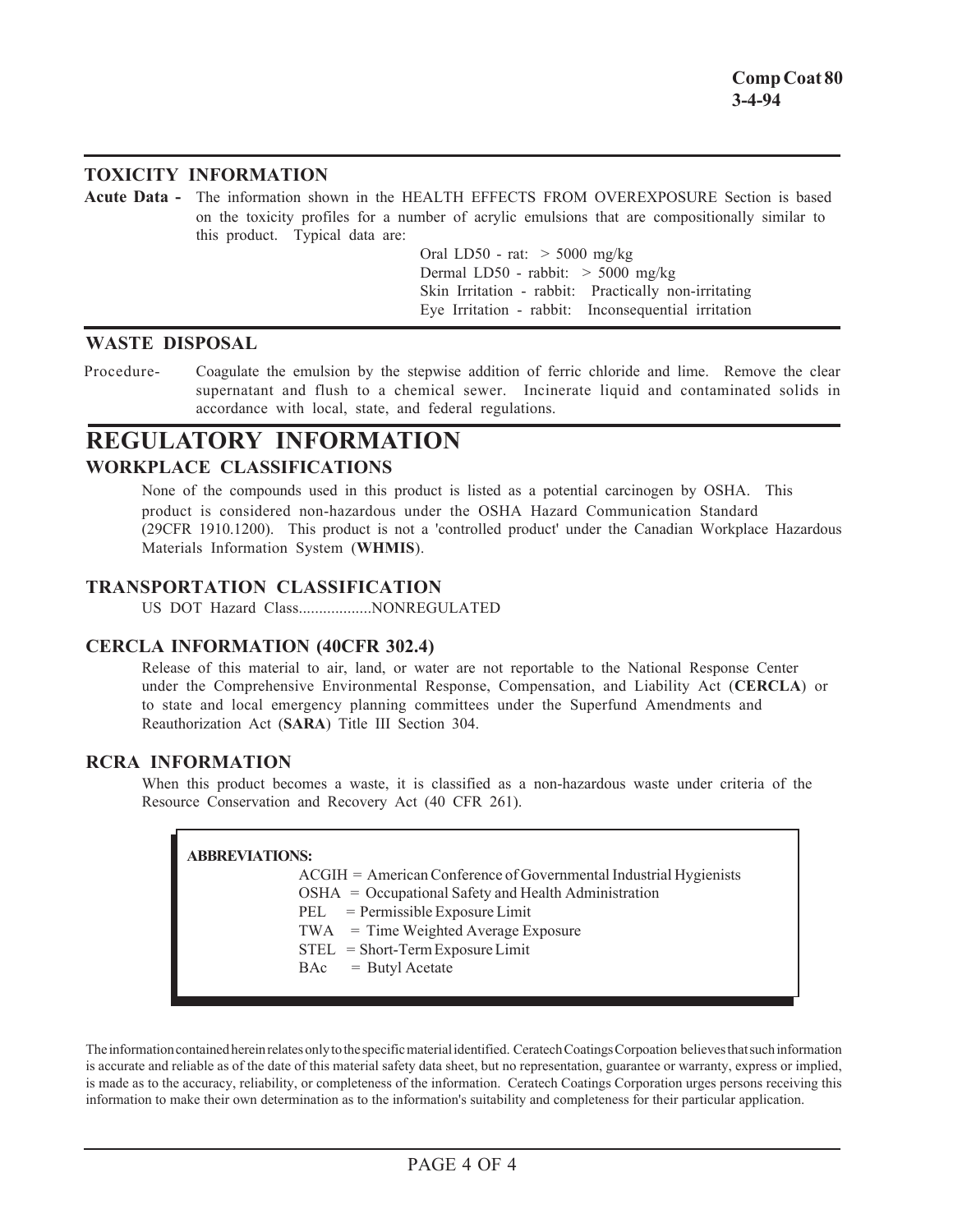## TOXICITY INFORMATION

**Acute Data -** The information shown in the HEALTH EFFECTS FROM OVEREXPOSURE Section is based on the toxicity profiles for a number of acrylic emulsions that are compositionally similar to this product. Typical data are:

Oral LD50 - rat: > 5000 mg/kg
Dermal LD50 - rabbit: > 5000 mg/kg
Skin Irritation - rabbit: Practically non-irritating
Eye Irritation - rabbit: Inconsequential irritation

## WASTE DISPOSAL

Procedure- Coagulate the emulsion by the stepwise addition of ferric chloride and lime. Remove the clear supernatant and flush to a chemical sewer. Incinerate liquid and contaminated solids in accordance with local, state, and federal regulations.

# REGULATORY INFORMATION

## WORKPLACE CLASSIFICATIONS

None of the compounds used in this product is listed as a potential carcinogen by OSHA. This product is considered non-hazardous under the OSHA Hazard Communication Standard (29CFR 1910.1200). This product is not a 'controlled product' under the Canadian Workplace Hazardous Materials Information System (**WHMIS**).

## TRANSPORTATION CLASSIFICATION

US DOT Hazard Class..................NONREGULATED

## CERCLA INFORMATION (40CFR 302.4)

Release of this material to air, land, or water are not reportable to the National Response Center under the Comprehensive Environmental Response, Compensation, and Liability Act (**CERCLA**) or to state and local emergency planning committees under the Superfund Amendments and Reauthorization Act (**SARA**) Title III Section 304.

## RCRA INFORMATION

When this product becomes a waste, it is classified as a non-hazardous waste under criteria of the Resource Conservation and Recovery Act (40 CFR 261).

**ABBREVIATIONS:**

ACGIH = American Conference of Governmental Industrial Hygienists
OSHA = Occupational Safety and Health Administration
PEL = Permissible Exposure Limit
TWA = Time Weighted Average Exposure
STEL = Short-Term Exposure Limit
BAc = Butyl Acetate

The information contained herein relates only to the specific material identified. Ceratech Coatings Corpoation believes that such information is accurate and reliable as of the date of this material safety data sheet, but no representation, guarantee or warranty, express or implied, is made as to the accuracy, reliability, or completeness of the information. Ceratech Coatings Corporation urges persons receiving this information to make their own determination as to the information's suitability and completeness for their particular application.